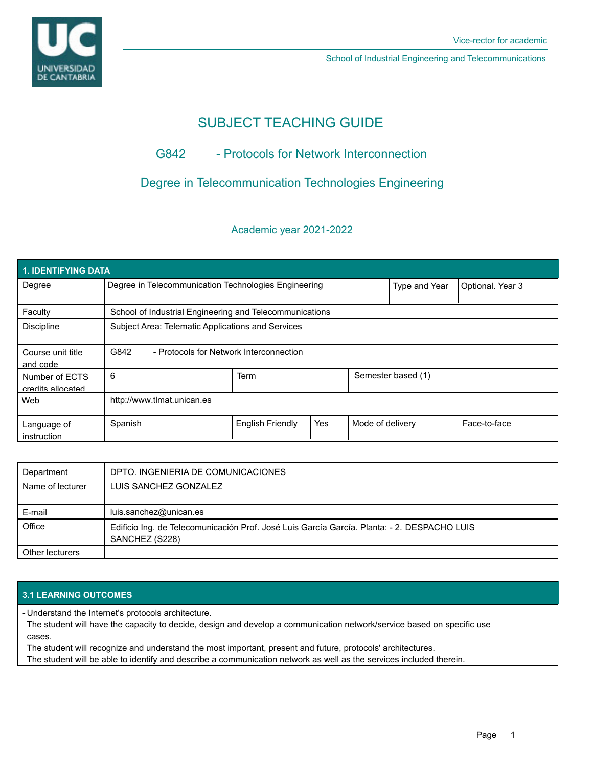Vice-rector for academic

School of Industrial Engineering and Telecommunications

# SUBJECT TEACHING GUIDE

## G842 - Protocols for Network Interconnection

## Degree in Telecommunication Technologies Engineering

### Academic year 2021-2022

| 1. IDENTIFYING DATA | | | | | |
|---|---|---|---|---|---|
| Degree | Degree in Telecommunication Technologies Engineering | | | Type and Year | Optional. Year 3 |
| Faculty | School of Industrial Engineering and Telecommunications | | | | |
| Discipline | Subject Area: Telematic Applications and Services | | | | |
| Course unit title and code | G842 - Protocols for Network Interconnection | | | | |
| Number of ECTS credits allocated | 6 | Term | | Semester based (1) | |
| Web | http://www.tlmat.unican.es | | | | |
| Language of instruction | Spanish | English Friendly | Yes | Mode of delivery | Face-to-face |

| | |
|---|---|
| Department | DPTO. INGENIERIA DE COMUNICACIONES |
| Name of lecturer | LUIS SANCHEZ GONZALEZ |
| E-mail | luis.sanchez@unican.es |
| Office | Edificio Ing. de Telecomunicación Prof. José Luis García García. Planta: - 2. DESPACHO LUIS SANCHEZ (S228) |
| Other lecturers | |

| 3.1 LEARNING OUTCOMES |
|---|
| - Understand the Internet's protocols architecture.<br>The student will have the capacity to decide, design and develop a communication network/service based on specific use cases.<br>The student will recognize and understand the most important, present and future, protocols' architectures.<br>The student will be able to identify and describe a communication network as well as the services included therein. |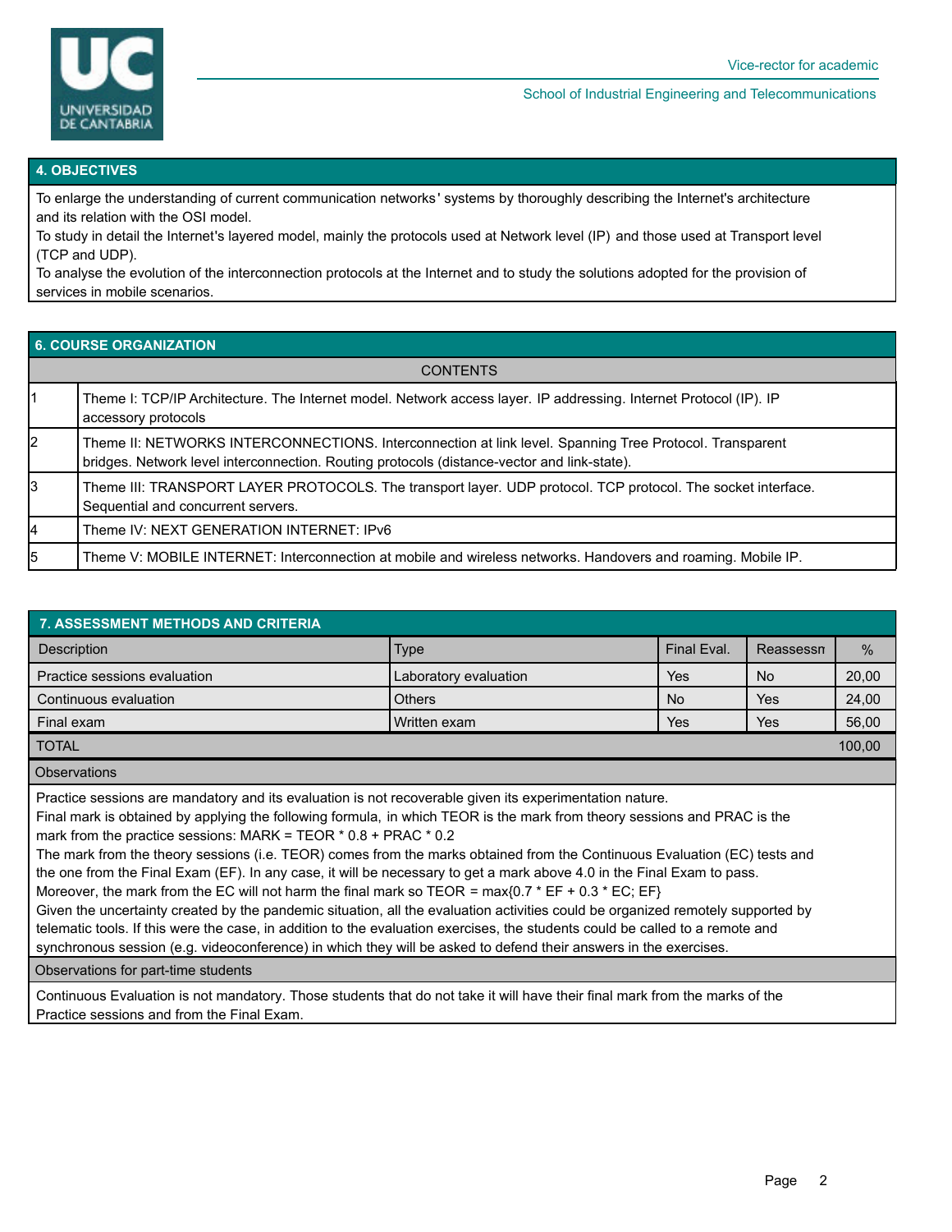## 4. OBJECTIVES

To enlarge the understanding of current communication networks' systems by thoroughly describing the Internet's architecture and its relation with the OSI model.
To study in detail the Internet's layered model, mainly the protocols used at Network level (IP) and those used at Transport level (TCP and UDP).
To analyse the evolution of the interconnection protocols at the Internet and to study the solutions adopted for the provision of services in mobile scenarios.

## 6. COURSE ORGANIZATION

| | CONTENTS |
|---|---|
| 1 | Theme I: TCP/IP Architecture. The Internet model. Network access layer. IP addressing. Internet Protocol (IP). IP accessory protocols |
| 2 | Theme II: NETWORKS INTERCONNECTIONS. Interconnection at link level. Spanning Tree Protocol. Transparent bridges. Network level interconnection. Routing protocols (distance-vector and link-state). |
| 3 | Theme III: TRANSPORT LAYER PROTOCOLS. The transport layer. UDP protocol. TCP protocol. The socket interface. Sequential and concurrent servers. |
| 4 | Theme IV: NEXT GENERATION INTERNET: IPv6 |
| 5 | Theme V: MOBILE INTERNET: Interconnection at mobile and wireless networks. Handovers and roaming. Mobile IP. |

## 7. ASSESSMENT METHODS AND CRITERIA

| Description | Type | Final Eval. | Reassessn | % |
|---|---|---|---|---|
| Practice sessions evaluation | Laboratory evaluation | Yes | No | 20,00 |
| Continuous evaluation | Others | No | Yes | 24,00 |
| Final exam | Written exam | Yes | Yes | 56,00 |
| TOTAL | | | | 100,00 |

**Observations**

Practice sessions are mandatory and its evaluation is not recoverable given its experimentation nature.
Final mark is obtained by applying the following formula, in which TEOR is the mark from theory sessions and PRAC is the mark from the practice sessions: MARK = TEOR * 0.8 + PRAC * 0.2
The mark from the theory sessions (i.e. TEOR) comes from the marks obtained from the Continuous Evaluation (EC) tests and the one from the Final Exam (EF). In any case, it will be necessary to get a mark above 4.0 in the Final Exam to pass.
Moreover, the mark from the EC will not harm the final mark so TEOR = max{0.7 * EF + 0.3 * EC; EF}
Given the uncertainty created by the pandemic situation, all the evaluation activities could be organized remotely supported by telematic tools. If this were the case, in addition to the evaluation exercises, the students could be called to a remote and synchronous session (e.g. videoconference) in which they will be asked to defend their answers in the exercises.

**Observations for part-time students**

Continuous Evaluation is not mandatory. Those students that do not take it will have their final mark from the marks of the Practice sessions and from the Final Exam.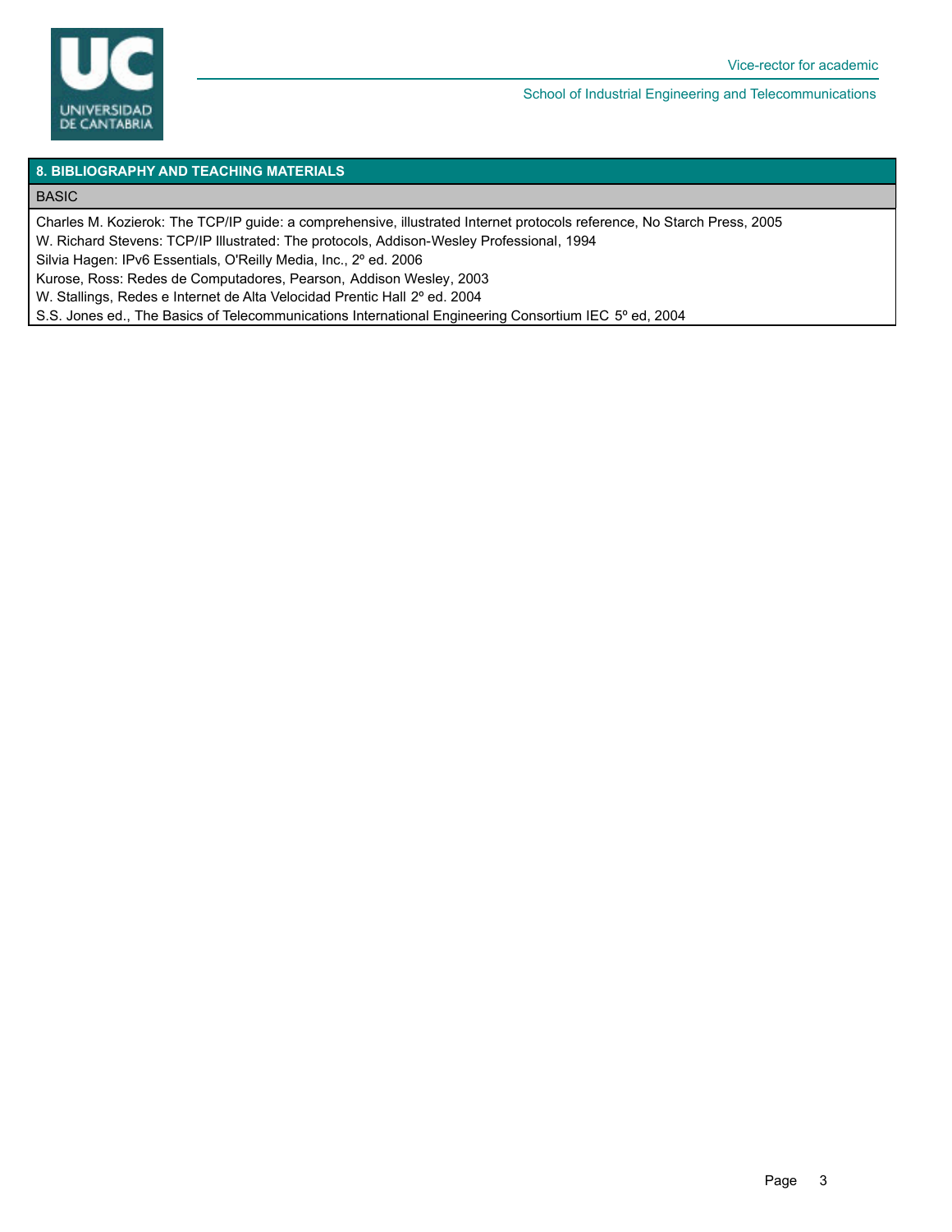## 8. BIBLIOGRAPHY AND TEACHING MATERIALS

### BASIC

Charles M. Kozierok: The TCP/IP guide: a comprehensive, illustrated Internet protocols reference, No Starch Press, 2005

W. Richard Stevens: TCP/IP Illustrated: The protocols, Addison-Wesley Professional, 1994

Silvia Hagen: IPv6 Essentials, O'Reilly Media, Inc., 2º ed. 2006

Kurose, Ross: Redes de Computadores, Pearson, Addison Wesley, 2003

W. Stallings, Redes e Internet de Alta Velocidad Prentic Hall 2º ed. 2004

S.S. Jones ed., The Basics of Telecommunications International Engineering Consortium IEC 5º ed, 2004